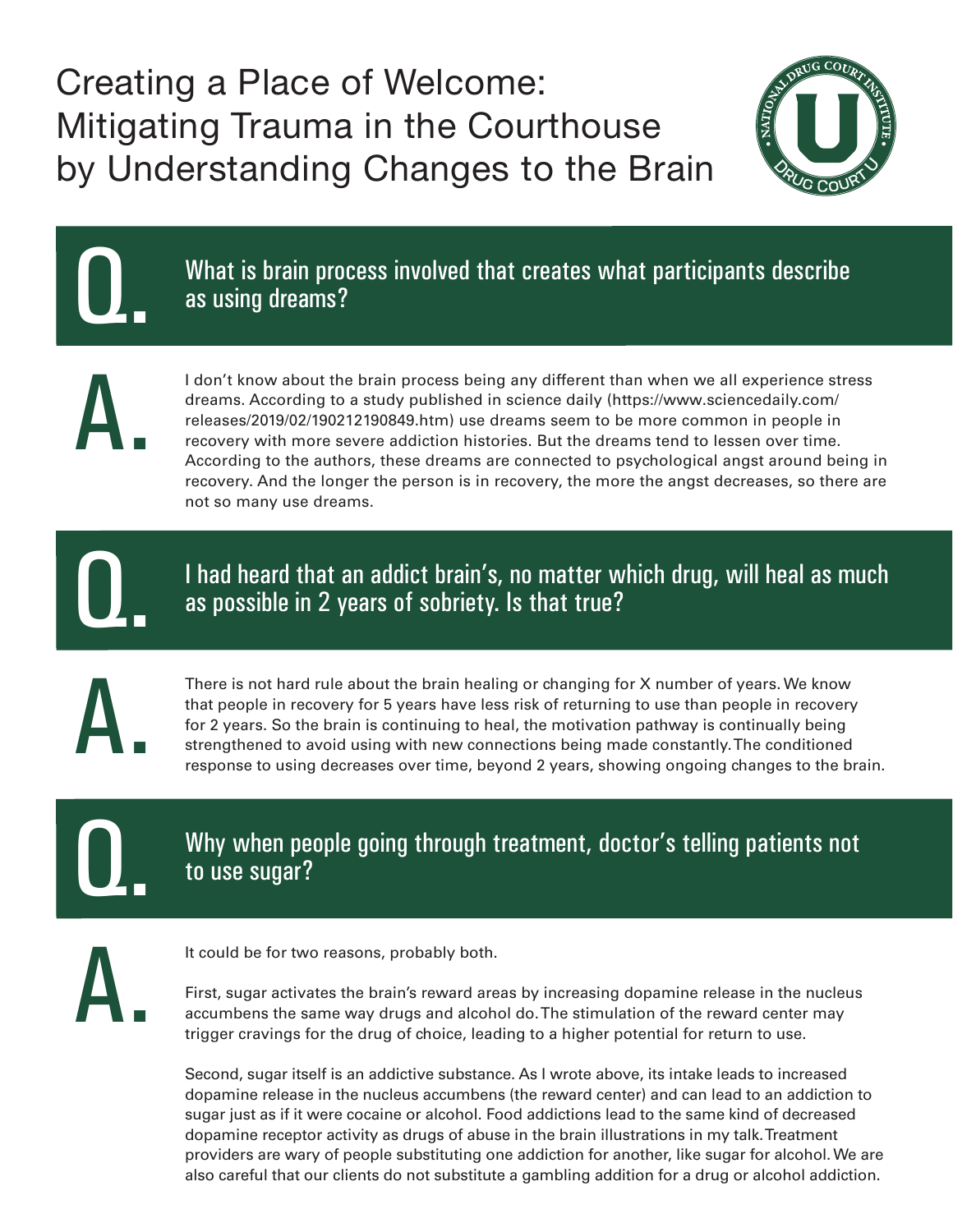# Creating a Place of Welcome: Mitigating Trauma in the Courthouse by Understanding Changes to the Brain

## Q. What is brain process involved that creates what participants describe as using dreams?

**A.** I don't know about the brain process being any different than when we all experience stress dreams. According to a study published in science daily (https://www.sciencedaily.com/releases/2019/02/190212190849.htm) use dreams seem to be more common in people in recovery with more severe addiction histories. But the dreams tend to lessen over time. According to the authors, these dreams are connected to psychological angst around being in recovery. And the longer the person is in recovery, the more the angst decreases, so there are not so many use dreams.

## Q. I had heard that an addict brain's, no matter which drug, will heal as much as possible in 2 years of sobriety. Is that true?

**A.** There is not hard rule about the brain healing or changing for X number of years. We know that people in recovery for 5 years have less risk of returning to use than people in recovery for 2 years. So the brain is continuing to heal, the motivation pathway is continually being strengthened to avoid using with new connections being made constantly. The conditioned response to using decreases over time, beyond 2 years, showing ongoing changes to the brain.

## Q. Why when people going through treatment, doctor's telling patients not to use sugar?

**A.** It could be for two reasons, probably both.

First, sugar activates the brain's reward areas by increasing dopamine release in the nucleus accumbens the same way drugs and alcohol do. The stimulation of the reward center may trigger cravings for the drug of choice, leading to a higher potential for return to use.

Second, sugar itself is an addictive substance. As I wrote above, its intake leads to increased dopamine release in the nucleus accumbens (the reward center) and can lead to an addiction to sugar just as if it were cocaine or alcohol. Food addictions lead to the same kind of decreased dopamine receptor activity as drugs of abuse in the brain illustrations in my talk. Treatment providers are wary of people substituting one addiction for another, like sugar for alcohol. We are also careful that our clients do not substitute a gambling addition for a drug or alcohol addiction.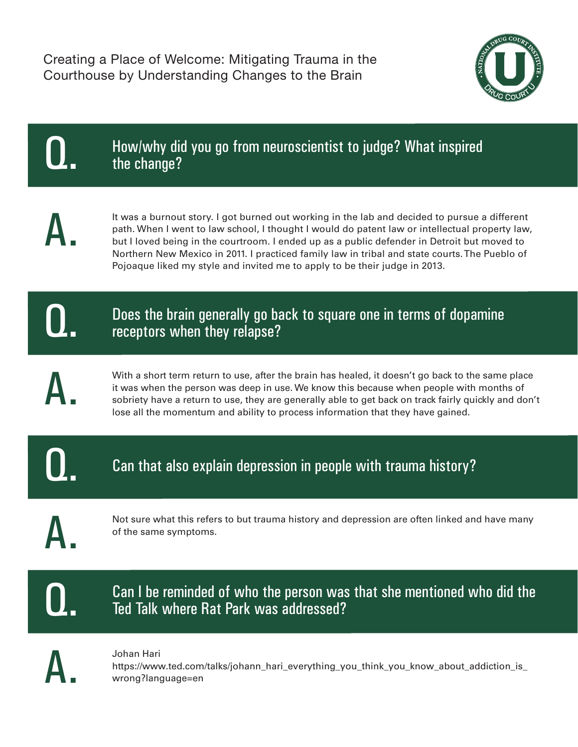Creating a Place of Welcome: Mitigating Trauma in the Courthouse by Understanding Changes to the Brain

## Q. How/why did you go from neuroscientist to judge? What inspired the change?

**A.** It was a burnout story. I got burned out working in the lab and decided to pursue a different path. When I went to law school, I thought I would do patent law or intellectual property law, but I loved being in the courtroom. I ended up as a public defender in Detroit but moved to Northern New Mexico in 2011. I practiced family law in tribal and state courts. The Pueblo of Pojoaque liked my style and invited me to apply to be their judge in 2013.

## Q. Does the brain generally go back to square one in terms of dopamine receptors when they relapse?

**A.** With a short term return to use, after the brain has healed, it doesn't go back to the same place it was when the person was deep in use. We know this because when people with months of sobriety have a return to use, they are generally able to get back on track fairly quickly and don't lose all the momentum and ability to process information that they have gained.

## Q. Can that also explain depression in people with trauma history?

**A.** Not sure what this refers to but trauma history and depression are often linked and have many of the same symptoms.

## Q. Can I be reminded of who the person was that she mentioned who did the Ted Talk where Rat Park was addressed?

**A.** Johan Hari
https://www.ted.com/talks/johann_hari_everything_you_think_you_know_about_addiction_is_wrong?language=en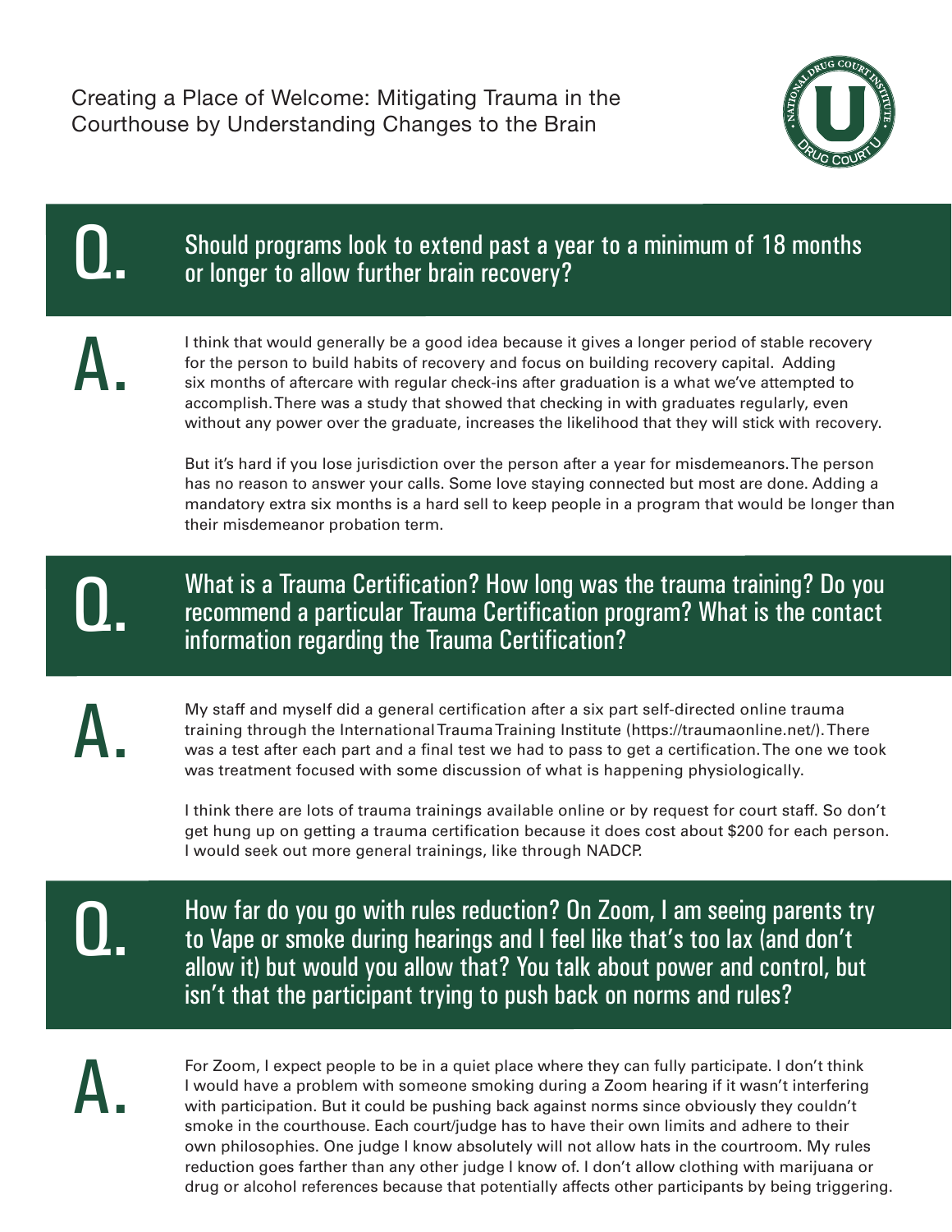Creating a Place of Welcome: Mitigating Trauma in the Courthouse by Understanding Changes to the Brain

## Q. Should programs look to extend past a year to a minimum of 18 months or longer to allow further brain recovery?

**A.** I think that would generally be a good idea because it gives a longer period of stable recovery for the person to build habits of recovery and focus on building recovery capital. Adding six months of aftercare with regular check-ins after graduation is a what we've attempted to accomplish. There was a study that showed that checking in with graduates regularly, even without any power over the graduate, increases the likelihood that they will stick with recovery.

But it's hard if you lose jurisdiction over the person after a year for misdemeanors. The person has no reason to answer your calls. Some love staying connected but most are done. Adding a mandatory extra six months is a hard sell to keep people in a program that would be longer than their misdemeanor probation term.

## Q. What is a Trauma Certification? How long was the trauma training? Do you recommend a particular Trauma Certification program? What is the contact information regarding the Trauma Certification?

**A.** My staff and myself did a general certification after a six part self-directed online trauma training through the International Trauma Training Institute (https://traumaonline.net/). There was a test after each part and a final test we had to pass to get a certification. The one we took was treatment focused with some discussion of what is happening physiologically.

I think there are lots of trauma trainings available online or by request for court staff. So don't get hung up on getting a trauma certification because it does cost about $200 for each person. I would seek out more general trainings, like through NADCP.

## Q. How far do you go with rules reduction? On Zoom, I am seeing parents try to Vape or smoke during hearings and I feel like that's too lax (and don't allow it) but would you allow that? You talk about power and control, but isn't that the participant trying to push back on norms and rules?

**A.** For Zoom, I expect people to be in a quiet place where they can fully participate. I don't think I would have a problem with someone smoking during a Zoom hearing if it wasn't interfering with participation. But it could be pushing back against norms since obviously they couldn't smoke in the courthouse. Each court/judge has to have their own limits and adhere to their own philosophies. One judge I know absolutely will not allow hats in the courtroom. My rules reduction goes farther than any other judge I know of. I don't allow clothing with marijuana or drug or alcohol references because that potentially affects other participants by being triggering.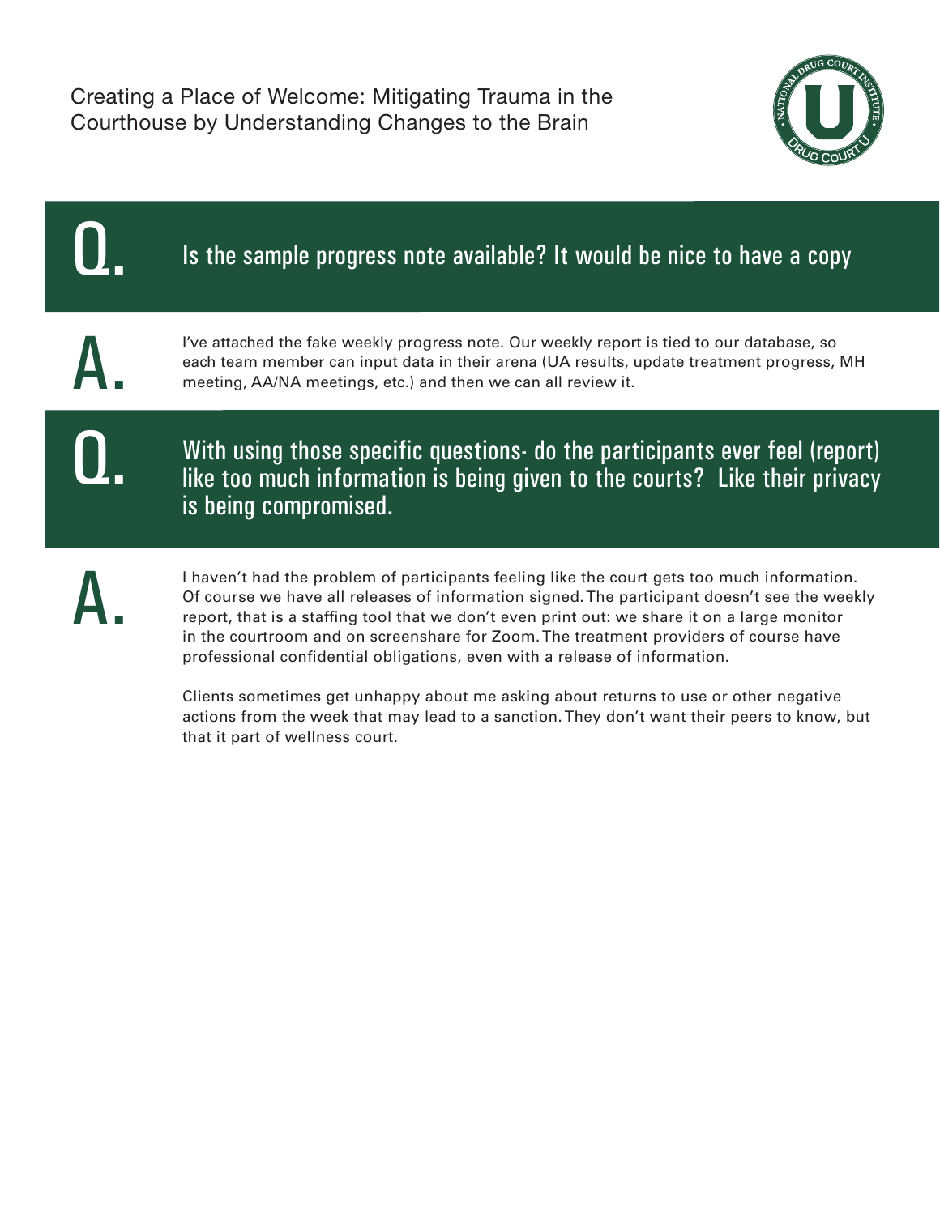## Q. Is the sample progress note available? It would be nice to have a copy

**A.** I've attached the fake weekly progress note. Our weekly report is tied to our database, so each team member can input data in their arena (UA results, update treatment progress, MH meeting, AA/NA meetings, etc.) and then we can all review it.

## Q. With using those specific questions- do the participants ever feel (report) like too much information is being given to the courts? Like their privacy is being compromised.

**A.** I haven't had the problem of participants feeling like the court gets too much information. Of course we have all releases of information signed. The participant doesn't see the weekly report, that is a staffing tool that we don't even print out: we share it on a large monitor in the courtroom and on screenshare for Zoom. The treatment providers of course have professional confidential obligations, even with a release of information.

Clients sometimes get unhappy about me asking about returns to use or other negative actions from the week that may lead to a sanction. They don't want their peers to know, but that it part of wellness court.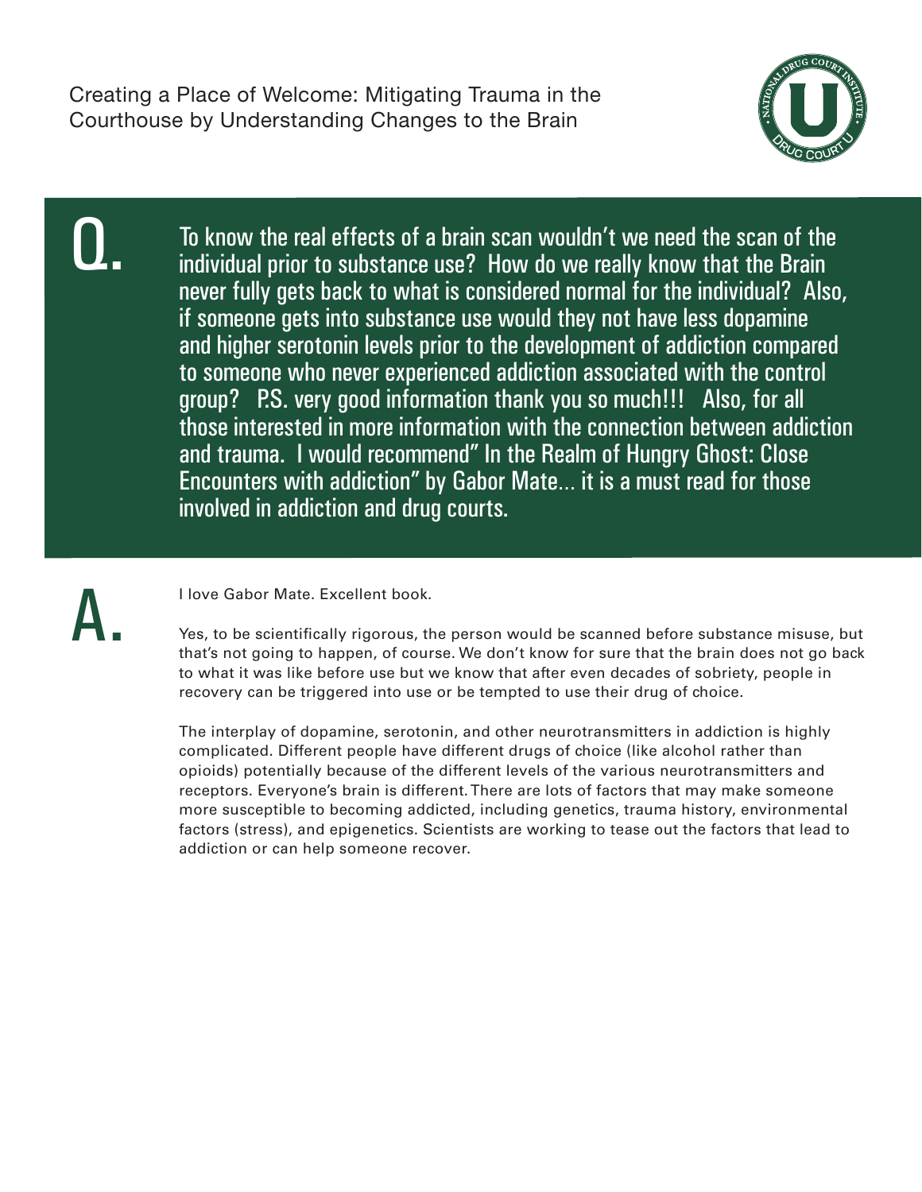Q.

To know the real effects of a brain scan wouldn't we need the scan of the individual prior to substance use? How do we really know that the Brain never fully gets back to what is considered normal for the individual? Also, if someone gets into substance use would they not have less dopamine and higher serotonin levels prior to the development of addiction compared to someone who never experienced addiction associated with the control group? P.S. very good information thank you so much!!! Also, for all those interested in more information with the connection between addiction and trauma. I would recommend" In the Realm of Hungry Ghost: Close Encounters with addiction" by Gabor Mate... it is a must read for those involved in addiction and drug courts.

A.

I love Gabor Mate. Excellent book.

Yes, to be scientifically rigorous, the person would be scanned before substance misuse, but that's not going to happen, of course. We don't know for sure that the brain does not go back to what it was like before use but we know that after even decades of sobriety, people in recovery can be triggered into use or be tempted to use their drug of choice.

The interplay of dopamine, serotonin, and other neurotransmitters in addiction is highly complicated. Different people have different drugs of choice (like alcohol rather than opioids) potentially because of the different levels of the various neurotransmitters and receptors. Everyone's brain is different. There are lots of factors that may make someone more susceptible to becoming addicted, including genetics, trauma history, environmental factors (stress), and epigenetics. Scientists are working to tease out the factors that lead to addiction or can help someone recover.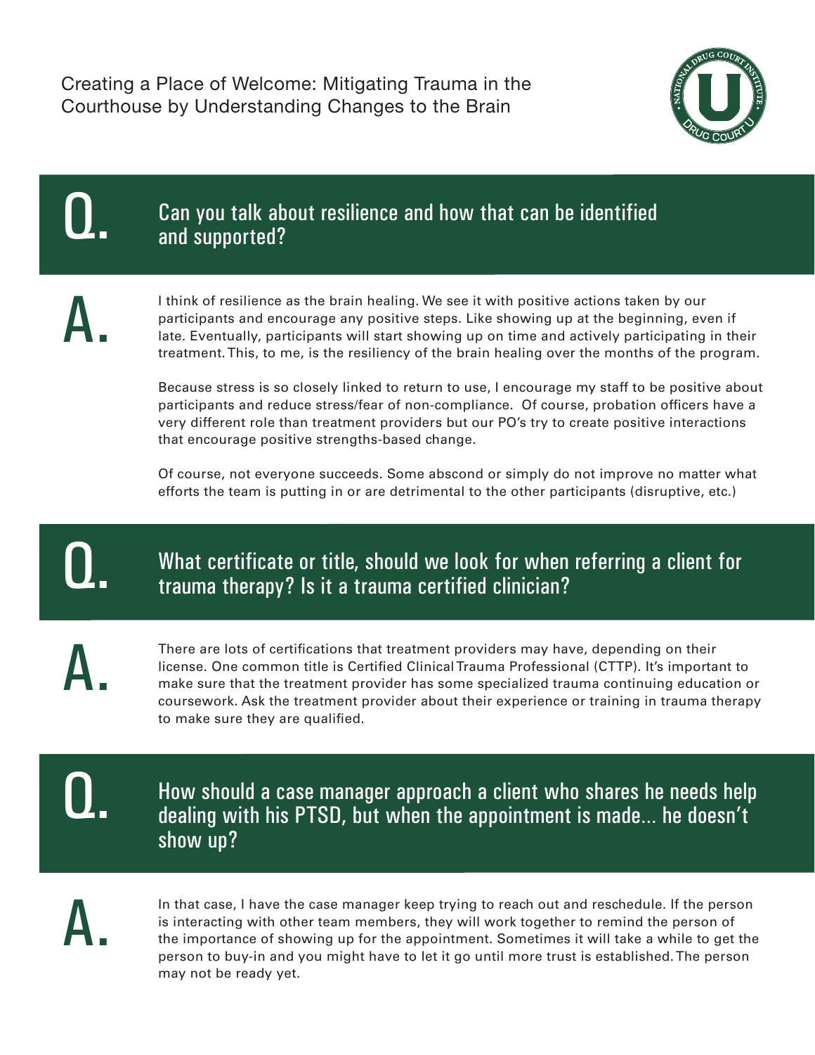## Q. Can you talk about resilience and how that can be identified and supported?

**A.** I think of resilience as the brain healing. We see it with positive actions taken by our participants and encourage any positive steps. Like showing up at the beginning, even if late. Eventually, participants will start showing up on time and actively participating in their treatment. This, to me, is the resiliency of the brain healing over the months of the program.

Because stress is so closely linked to return to use, I encourage my staff to be positive about participants and reduce stress/fear of non-compliance. Of course, probation officers have a very different role than treatment providers but our PO's try to create positive interactions that encourage positive strengths-based change.

Of course, not everyone succeeds. Some abscond or simply do not improve no matter what efforts the team is putting in or are detrimental to the other participants (disruptive, etc.)

## Q. What certificate or title, should we look for when referring a client for trauma therapy? Is it a trauma certified clinician?

**A.** There are lots of certifications that treatment providers may have, depending on their license. One common title is Certified Clinical Trauma Professional (CTTP). It's important to make sure that the treatment provider has some specialized trauma continuing education or coursework. Ask the treatment provider about their experience or training in trauma therapy to make sure they are qualified.

## Q. How should a case manager approach a client who shares he needs help dealing with his PTSD, but when the appointment is made... he doesn't show up?

**A.** In that case, I have the case manager keep trying to reach out and reschedule. If the person is interacting with other team members, they will work together to remind the person of the importance of showing up for the appointment. Sometimes it will take a while to get the person to buy-in and you might have to let it go until more trust is established. The person may not be ready yet.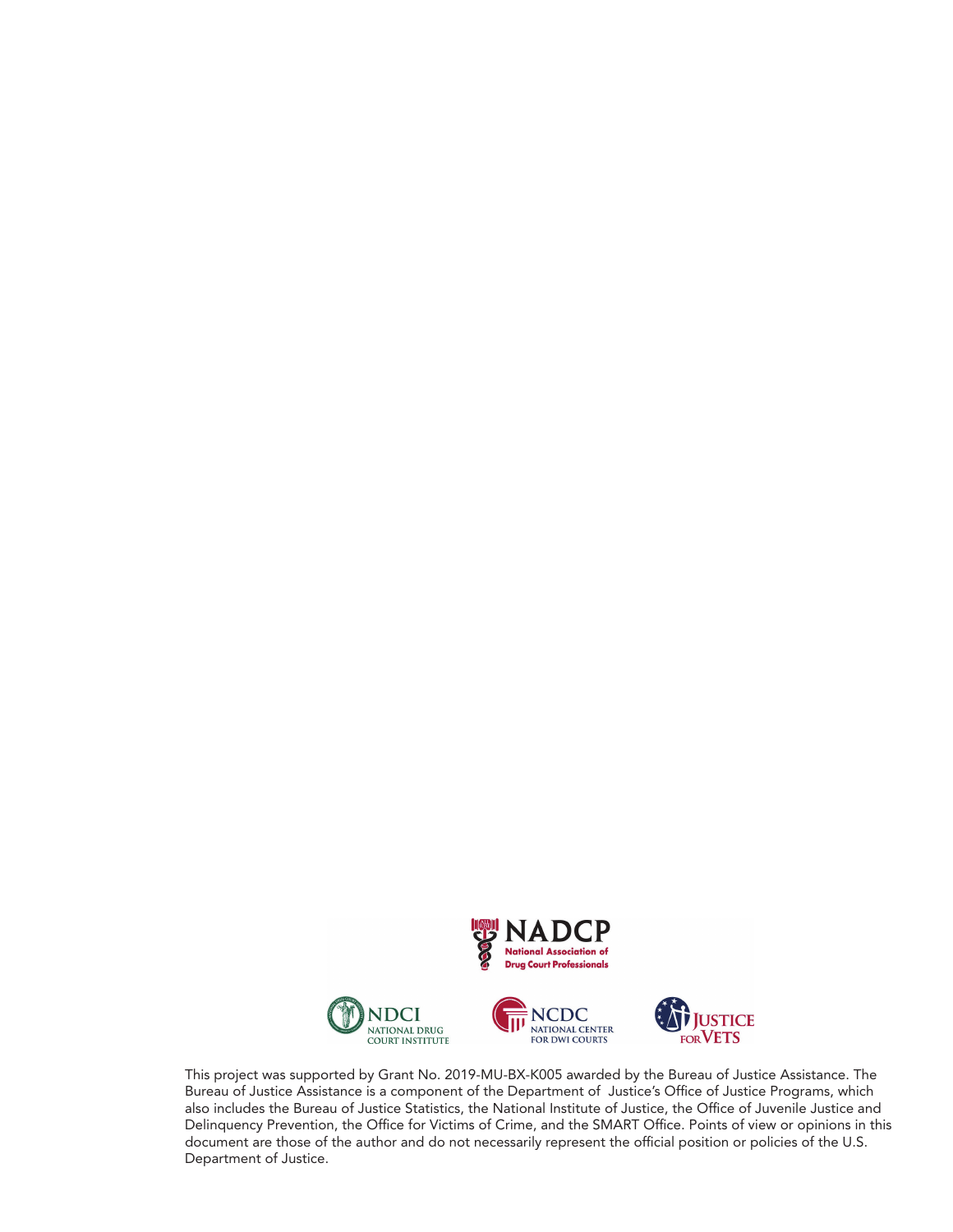NADCP
National Association of Drug Court Professionals

NDCI
NATIONAL DRUG COURT INSTITUTE

NCDC
NATIONAL CENTER FOR DWI COURTS

JUSTICE FOR VETS

This project was supported by Grant No. 2019-MU-BX-K005 awarded by the Bureau of Justice Assistance. The Bureau of Justice Assistance is a component of the Department of Justice's Office of Justice Programs, which also includes the Bureau of Justice Statistics, the National Institute of Justice, the Office of Juvenile Justice and Delinquency Prevention, the Office for Victims of Crime, and the SMART Office. Points of view or opinions in this document are those of the author and do not necessarily represent the official position or policies of the U.S. Department of Justice.